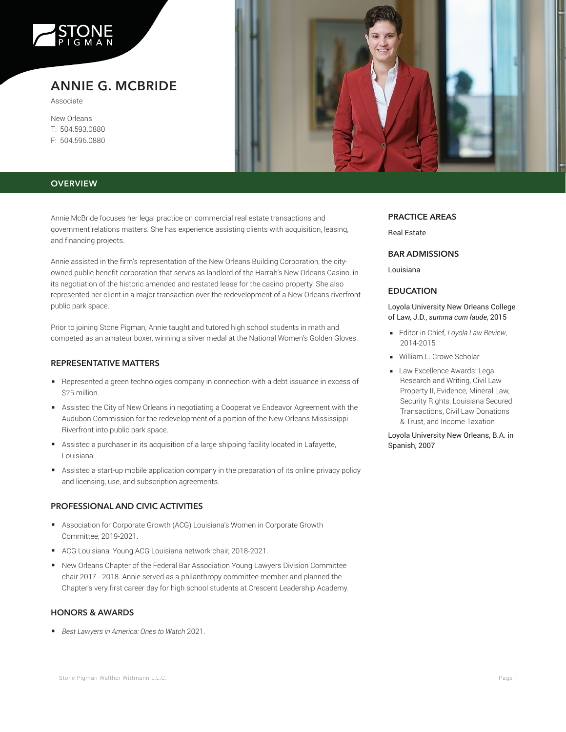# ANNIE G. MCBRIDE

Associate

New Orleans
T: 504.593.0880
F: 504.596.0880

## OVERVIEW

Annie McBride focuses her legal practice on commercial real estate transactions and government relations matters. She has experience assisting clients with acquisition, leasing, and financing projects.

Annie assisted in the firm's representation of the New Orleans Building Corporation, the city-owned public benefit corporation that serves as landlord of the Harrah's New Orleans Casino, in its negotiation of the historic amended and restated lease for the casino property. She also represented her client in a major transaction over the redevelopment of a New Orleans riverfront public park space.

Prior to joining Stone Pigman, Annie taught and tutored high school students in math and competed as an amateur boxer, winning a silver medal at the National Women's Golden Gloves.

### REPRESENTATIVE MATTERS

- Represented a green technologies company in connection with a debt issuance in excess of $25 million.
- Assisted the City of New Orleans in negotiating a Cooperative Endeavor Agreement with the Audubon Commission for the redevelopment of a portion of the New Orleans Mississippi Riverfront into public park space.
- Assisted a purchaser in its acquisition of a large shipping facility located in Lafayette, Louisiana.
- Assisted a start-up mobile application company in the preparation of its online privacy policy and licensing, use, and subscription agreements.

### PROFESSIONAL AND CIVIC ACTIVITIES

- Association for Corporate Growth (ACG) Louisiana's Women in Corporate Growth Committee, 2019-2021.
- ACG Louisiana, Young ACG Louisiana network chair, 2018-2021.
- New Orleans Chapter of the Federal Bar Association Young Lawyers Division Committee chair 2017 - 2018. Annie served as a philanthropy committee member and planned the Chapter's very first career day for high school students at Crescent Leadership Academy.

### HONORS & AWARDS

- *Best Lawyers in America: Ones to Watch* 2021.

### PRACTICE AREAS

Real Estate

### BAR ADMISSIONS

Louisiana

### EDUCATION

Loyola University New Orleans College of Law, J.D., *summa cum laude*, 2015

- Editor in Chief, *Loyola Law Review*, 2014-2015
- William L. Crowe Scholar
- Law Excellence Awards: Legal Research and Writing, Civil Law Property II, Evidence, Mineral Law, Security Rights, Louisiana Secured Transactions, Civil Law Donations & Trust, and Income Taxation

Loyola University New Orleans, B.A. in Spanish, 2007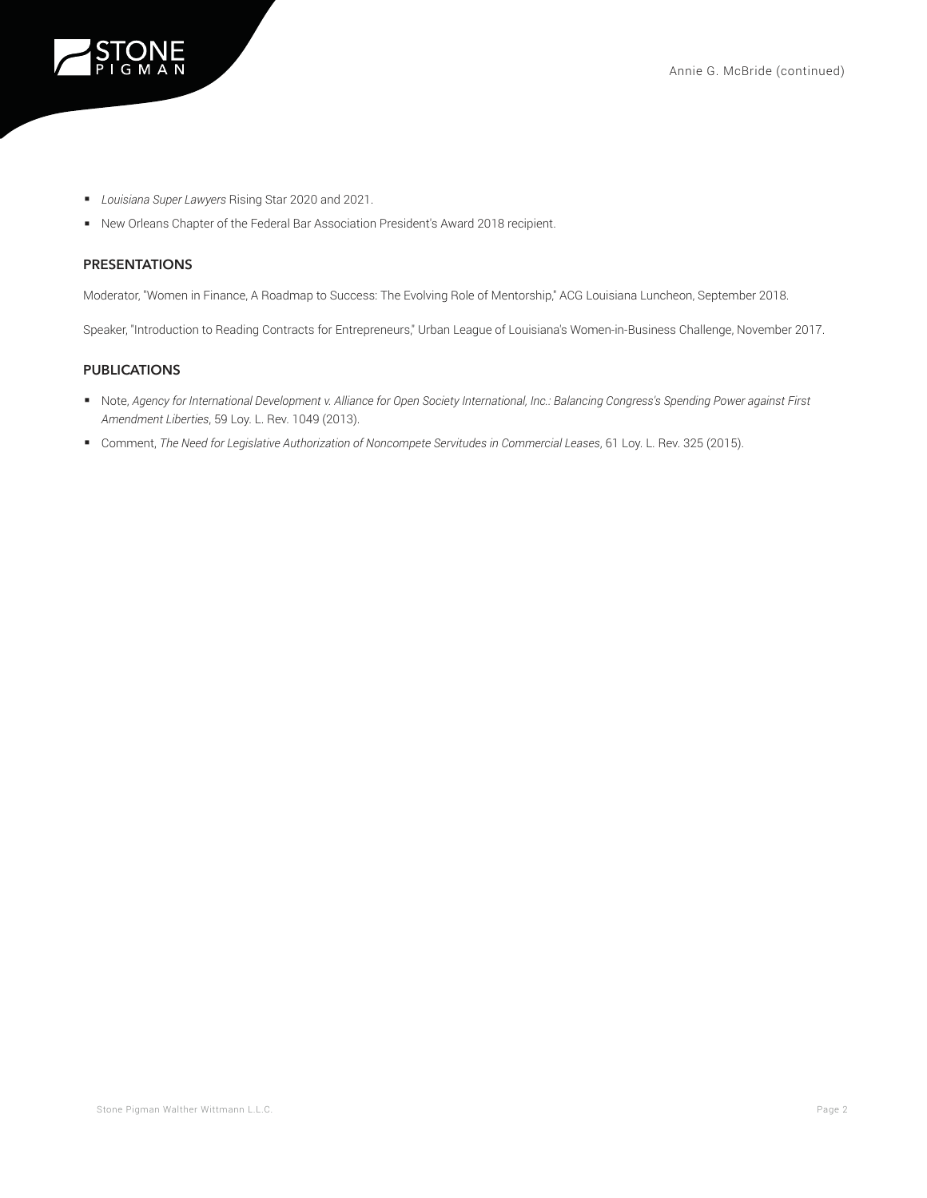- *Louisiana Super Lawyers* Rising Star 2020 and 2021.
- New Orleans Chapter of the Federal Bar Association President's Award 2018 recipient.

## PRESENTATIONS

Moderator, "Women in Finance, A Roadmap to Success: The Evolving Role of Mentorship," ACG Louisiana Luncheon, September 2018.

Speaker, "Introduction to Reading Contracts for Entrepreneurs," Urban League of Louisiana's Women-in-Business Challenge, November 2017.

## PUBLICATIONS

- Note, *Agency for International Development v. Alliance for Open Society International, Inc.: Balancing Congress's Spending Power against First Amendment Liberties*, 59 Loy. L. Rev. 1049 (2013).
- Comment, *The Need for Legislative Authorization of Noncompete Servitudes in Commercial Leases*, 61 Loy. L. Rev. 325 (2015).